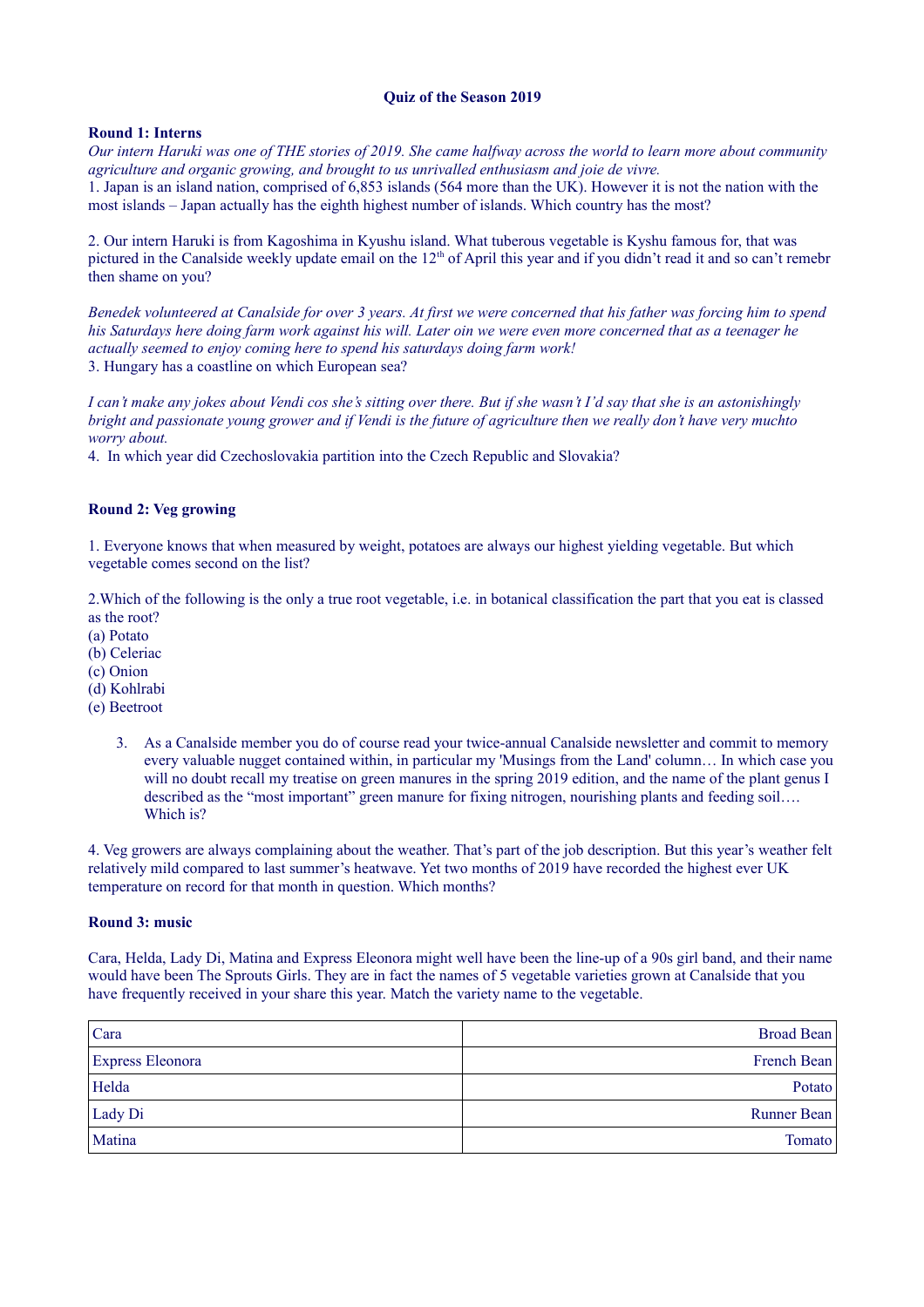# Quiz of the Season 2019

## Round 1: Interns

*Our intern Haruki was one of THE stories of 2019. She came halfway across the world to learn more about community agriculture and organic growing, and brought to us unrivalled enthusiasm and joie de vivre.*

1. Japan is an island nation, comprised of 6,853 islands (564 more than the UK). However it is not the nation with the most islands – Japan actually has the eighth highest number of islands. Which country has the most?

2. Our intern Haruki is from Kagoshima in Kyushu island. What tuberous vegetable is Kyshu famous for, that was pictured in the Canalside weekly update email on the 12th of April this year and if you didn't read it and so can't remebr then shame on you?

*Benedek volunteered at Canalside for over 3 years. At first we were concerned that his father was forcing him to spend his Saturdays here doing farm work against his will. Later oin we were even more concerned that as a teenager he actually seemed to enjoy coming here to spend his saturdays doing farm work!*

3. Hungary has a coastline on which European sea?

*I can't make any jokes about Vendi cos she's sitting over there. But if she wasn't I'd say that she is an astonishingly bright and passionate young grower and if Vendi is the future of agriculture then we really don't have very muchto worry about.*

4. In which year did Czechoslovakia partition into the Czech Republic and Slovakia?

## Round 2: Veg growing

1. Everyone knows that when measured by weight, potatoes are always our highest yielding vegetable. But which vegetable comes second on the list?

2. Which of the following is the only a true root vegetable, i.e. in botanical classification the part that you eat is classed as the root?

(a) Potato
(b) Celeriac
(c) Onion
(d) Kohlrabi
(e) Beetroot

3. As a Canalside member you do of course read your twice-annual Canalside newsletter and commit to memory every valuable nugget contained within, in particular my 'Musings from the Land' column… In which case you will no doubt recall my treatise on green manures in the spring 2019 edition, and the name of the plant genus I described as the "most important" green manure for fixing nitrogen, nourishing plants and feeding soil…. Which is?

4. Veg growers are always complaining about the weather. That's part of the job description. But this year's weather felt relatively mild compared to last summer's heatwave. Yet two months of 2019 have recorded the highest ever UK temperature on record for that month in question. Which months?

## Round 3: music

Cara, Helda, Lady Di, Matina and Express Eleonora might well have been the line-up of a 90s girl band, and their name would have been The Sprouts Girls. They are in fact the names of 5 vegetable varieties grown at Canalside that you have frequently received in your share this year. Match the variety name to the vegetable.

| | |
|---|---:|
| Cara | Broad Bean |
| Express Eleonora | French Bean |
| Helda | Potato |
| Lady Di | Runner Bean |
| Matina | Tomato |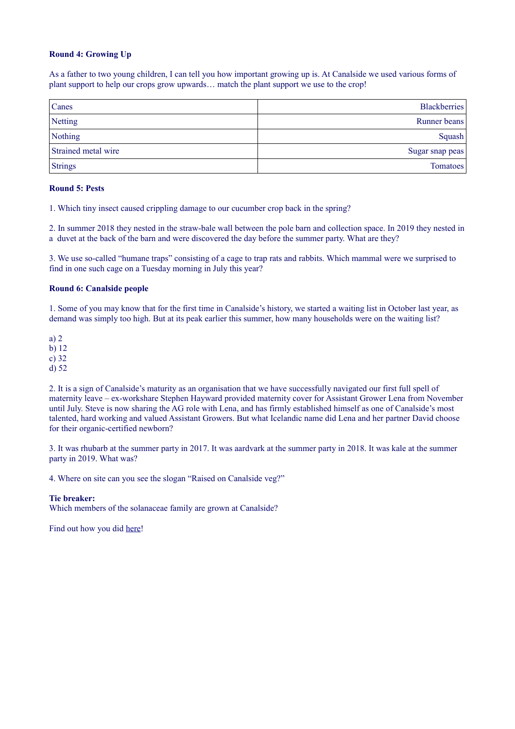**Round 4: Growing Up**

As a father to two young children, I can tell you how important growing up is. At Canalside we used various forms of plant support to help our crops grow upwards… match the plant support we use to the crop!

| | |
|---|---|
| Canes | Blackberries |
| Netting | Runner beans |
| Nothing | Squash |
| Strained metal wire | Sugar snap peas |
| Strings | Tomatoes |

**Round 5: Pests**

1. Which tiny insect caused crippling damage to our cucumber crop back in the spring?

2. In summer 2018 they nested in the straw-bale wall between the pole barn and collection space. In 2019 they nested in a duvet at the back of the barn and were discovered the day before the summer party. What are they?

3. We use so-called "humane traps" consisting of a cage to trap rats and rabbits. Which mammal were we surprised to find in one such cage on a Tuesday morning in July this year?

**Round 6: Canalside people**

1. Some of you may know that for the first time in Canalside's history, we started a waiting list in October last year, as demand was simply too high. But at its peak earlier this summer, how many households were on the waiting list?

a) 2
b) 12
c) 32
d) 52

2. It is a sign of Canalside's maturity as an organisation that we have successfully navigated our first full spell of maternity leave – ex-workshare Stephen Hayward provided maternity cover for Assistant Grower Lena from November until July. Steve is now sharing the AG role with Lena, and has firmly established himself as one of Canalside's most talented, hard working and valued Assistant Growers. But what Icelandic name did Lena and her partner David choose for their organic-certified newborn?

3. It was rhubarb at the summer party in 2017. It was aardvark at the summer party in 2018. It was kale at the summer party in 2019. What was?

4. Where on site can you see the slogan "Raised on Canalside veg?"

**Tie breaker:**
Which members of the solanaceae family are grown at Canalside?

Find out how you did here!